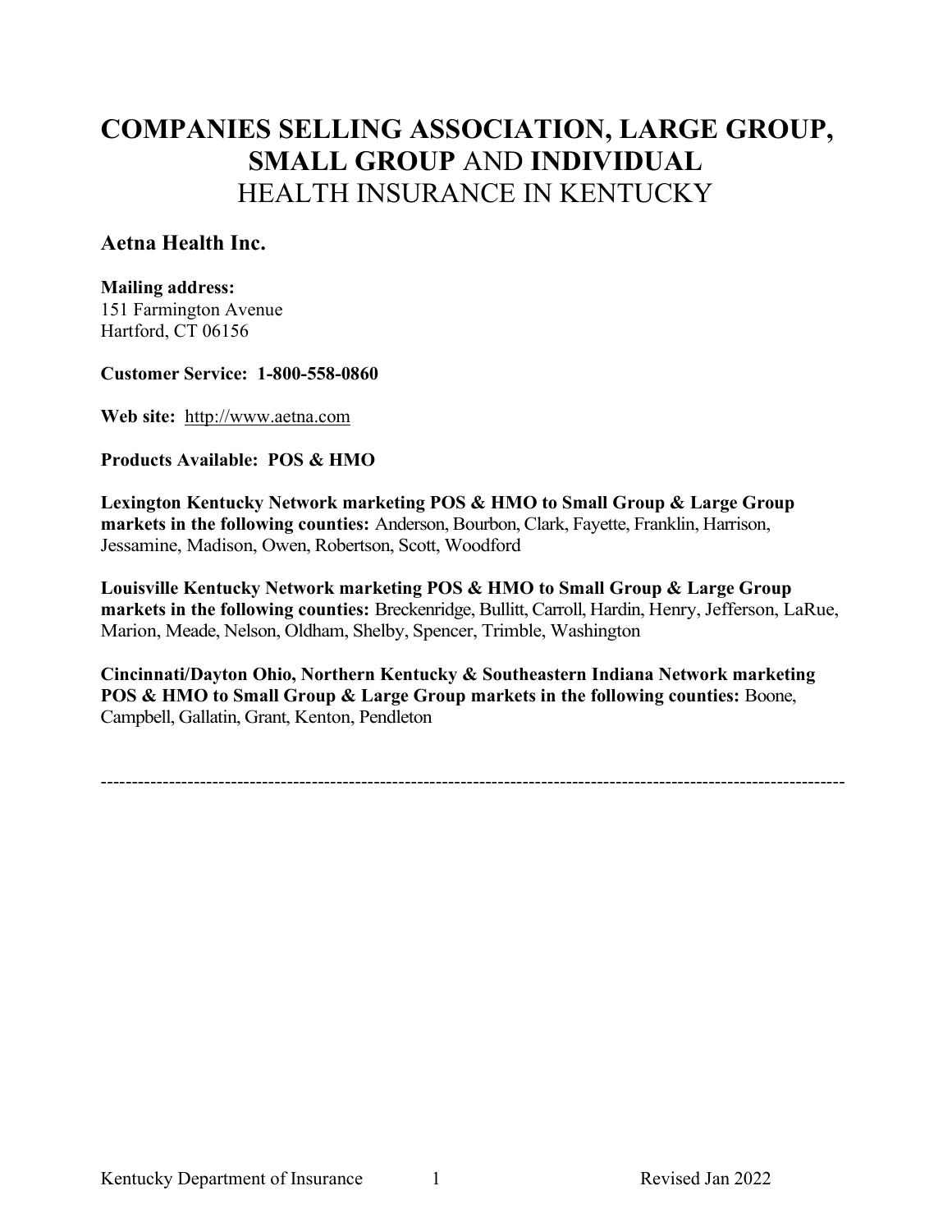# COMPANIES SELLING ASSOCIATION, LARGE GROUP, SMALL GROUP AND INDIVIDUAL HEALTH INSURANCE IN KENTUCKY

## Aetna Health Inc.

**Mailing address:**
151 Farmington Avenue
Hartford, CT 06156

**Customer Service: 1-800-558-0860**

**Web site:** http://www.aetna.com

**Products Available: POS & HMO**

**Lexington Kentucky Network marketing POS & HMO to Small Group & Large Group markets in the following counties:** Anderson, Bourbon, Clark, Fayette, Franklin, Harrison, Jessamine, Madison, Owen, Robertson, Scott, Woodford

**Louisville Kentucky Network marketing POS & HMO to Small Group & Large Group markets in the following counties:** Breckenridge, Bullitt, Carroll, Hardin, Henry, Jefferson, LaRue, Marion, Meade, Nelson, Oldham, Shelby, Spencer, Trimble, Washington

**Cincinnati/Dayton Ohio, Northern Kentucky & Southeastern Indiana Network marketing POS & HMO to Small Group & Large Group markets in the following counties:** Boone, Campbell, Gallatin, Grant, Kenton, Pendleton

---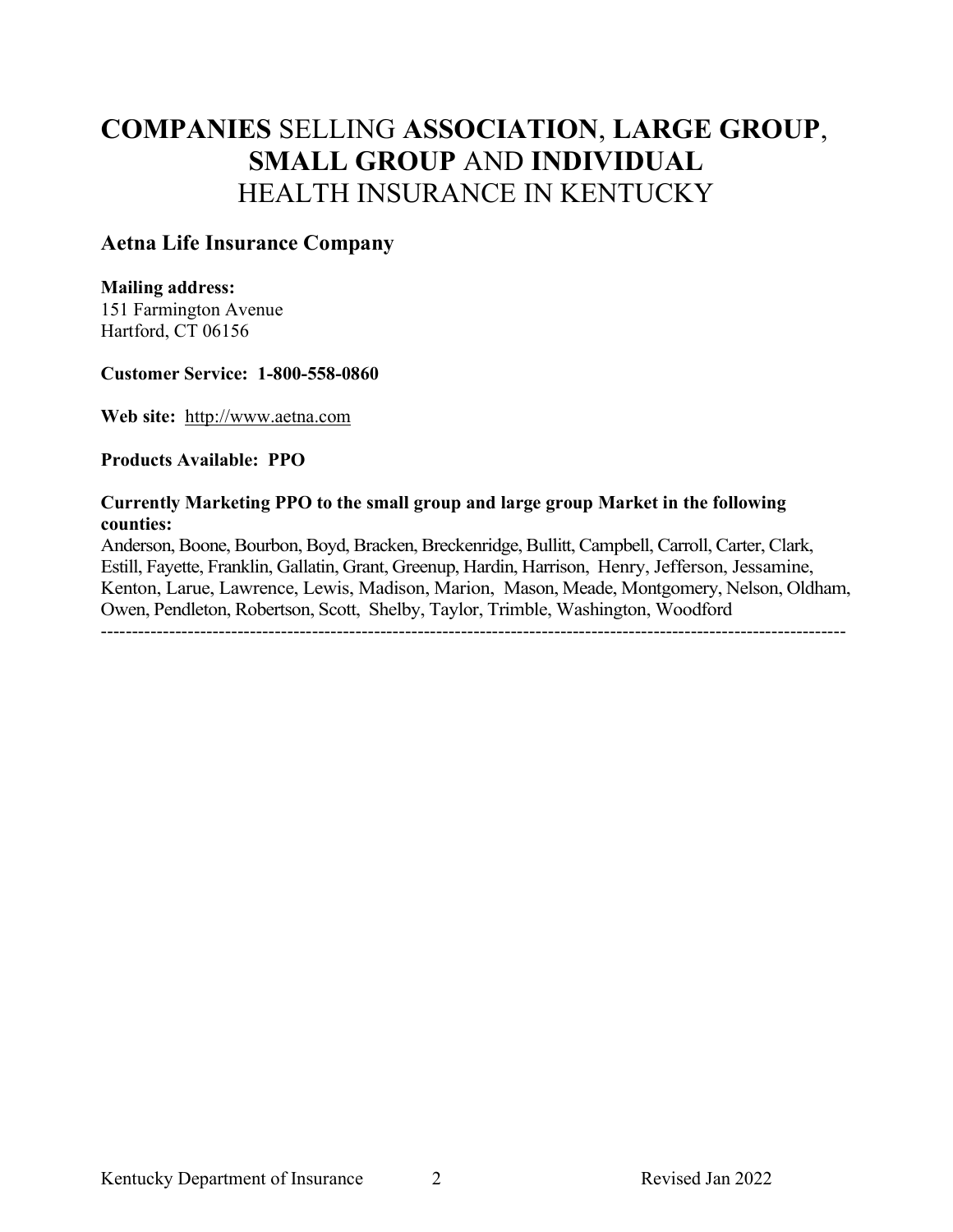# **COMPANIES** SELLING **ASSOCIATION**, **LARGE GROUP**, **SMALL GROUP** AND **INDIVIDUAL** HEALTH INSURANCE IN KENTUCKY

## Aetna Life Insurance Company

**Mailing address:**
151 Farmington Avenue
Hartford, CT 06156

**Customer Service: 1-800-558-0860**

**Web site:** http://www.aetna.com

**Products Available: PPO**

**Currently Marketing PPO to the small group and large group Market in the following counties:**
Anderson, Boone, Bourbon, Boyd, Bracken, Breckenridge, Bullitt, Campbell, Carroll, Carter, Clark, Estill, Fayette, Franklin, Gallatin, Grant, Greenup, Hardin, Harrison, Henry, Jefferson, Jessamine, Kenton, Larue, Lawrence, Lewis, Madison, Marion, Mason, Meade, Montgomery, Nelson, Oldham, Owen, Pendleton, Robertson, Scott, Shelby, Taylor, Trimble, Washington, Woodford

---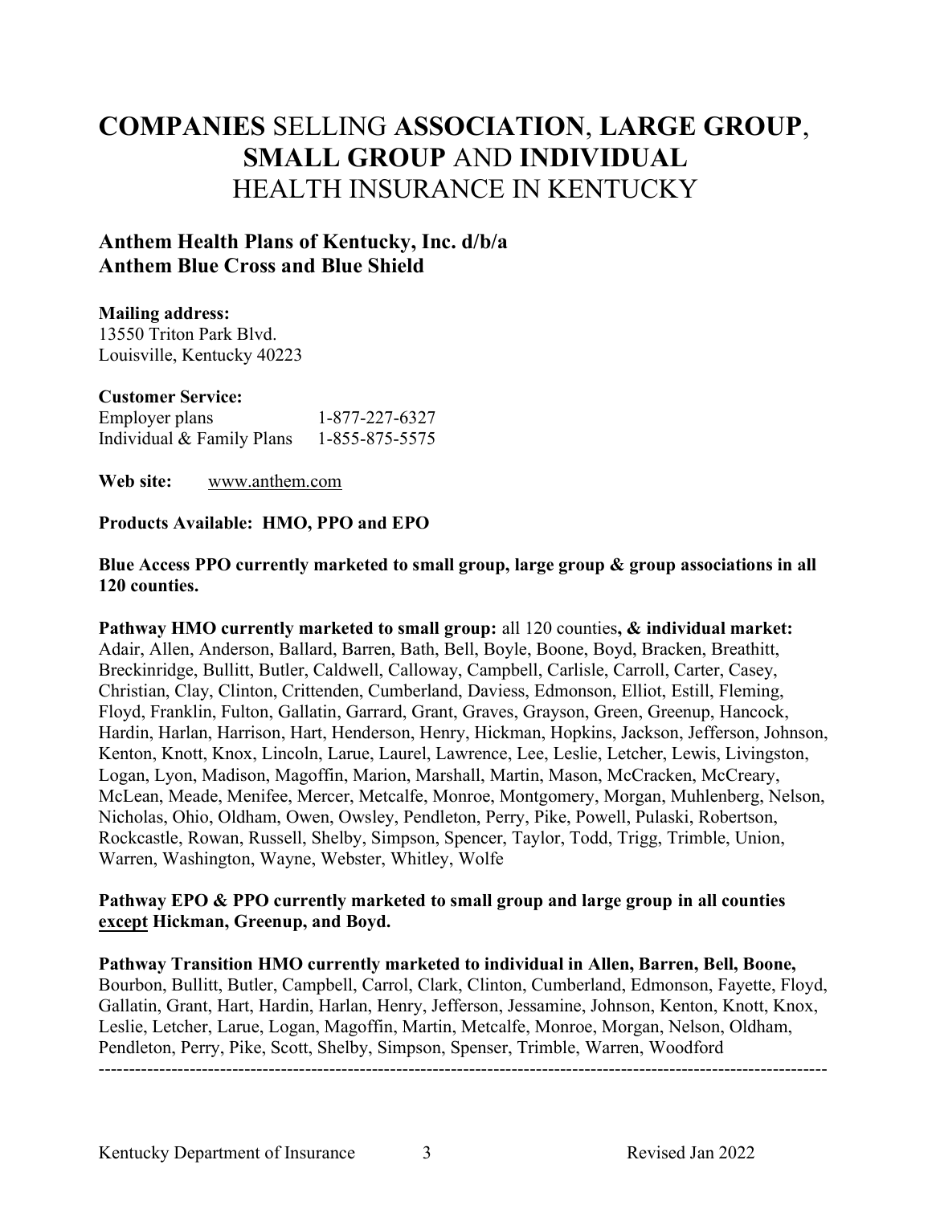# **COMPANIES** SELLING **ASSOCIATION**, **LARGE GROUP**, **SMALL GROUP** AND **INDIVIDUAL** HEALTH INSURANCE IN KENTUCKY

## Anthem Health Plans of Kentucky, Inc. d/b/a Anthem Blue Cross and Blue Shield

**Mailing address:**
13550 Triton Park Blvd.
Louisville, Kentucky 40223

**Customer Service:**

| | |
|---|---|
| Employer plans | 1-877-227-6327 |
| Individual & Family Plans | 1-855-875-5575 |

**Web site:** www.anthem.com

**Products Available: HMO, PPO and EPO**

**Blue Access PPO currently marketed to small group, large group & group associations in all 120 counties.**

**Pathway HMO currently marketed to small group:** all 120 counties**, & individual market:** Adair, Allen, Anderson, Ballard, Barren, Bath, Bell, Boyle, Boone, Boyd, Bracken, Breathitt, Breckinridge, Bullitt, Butler, Caldwell, Calloway, Campbell, Carlisle, Carroll, Carter, Casey, Christian, Clay, Clinton, Crittenden, Cumberland, Daviess, Edmonson, Elliot, Estill, Fleming, Floyd, Franklin, Fulton, Gallatin, Garrard, Grant, Graves, Grayson, Green, Greenup, Hancock, Hardin, Harlan, Harrison, Hart, Henderson, Henry, Hickman, Hopkins, Jackson, Jefferson, Johnson, Kenton, Knott, Knox, Lincoln, Larue, Laurel, Lawrence, Lee, Leslie, Letcher, Lewis, Livingston, Logan, Lyon, Madison, Magoffin, Marion, Marshall, Martin, Mason, McCracken, McCreary, McLean, Meade, Menifee, Mercer, Metcalfe, Monroe, Montgomery, Morgan, Muhlenberg, Nelson, Nicholas, Ohio, Oldham, Owen, Owsley, Pendleton, Perry, Pike, Powell, Pulaski, Robertson, Rockcastle, Rowan, Russell, Shelby, Simpson, Spencer, Taylor, Todd, Trigg, Trimble, Union, Warren, Washington, Wayne, Webster, Whitley, Wolfe

**Pathway EPO & PPO currently marketed to small group and large group in all counties <u>except</u> Hickman, Greenup, and Boyd.**

**Pathway Transition HMO currently marketed to individual in Allen, Barren, Bell, Boone,** Bourbon, Bullitt, Butler, Campbell, Carrol, Clark, Clinton, Cumberland, Edmonson, Fayette, Floyd, Gallatin, Grant, Hart, Hardin, Harlan, Henry, Jefferson, Jessamine, Johnson, Kenton, Knott, Knox, Leslie, Letcher, Larue, Logan, Magoffin, Martin, Metcalfe, Monroe, Morgan, Nelson, Oldham, Pendleton, Perry, Pike, Scott, Shelby, Simpson, Spenser, Trimble, Warren, Woodford

---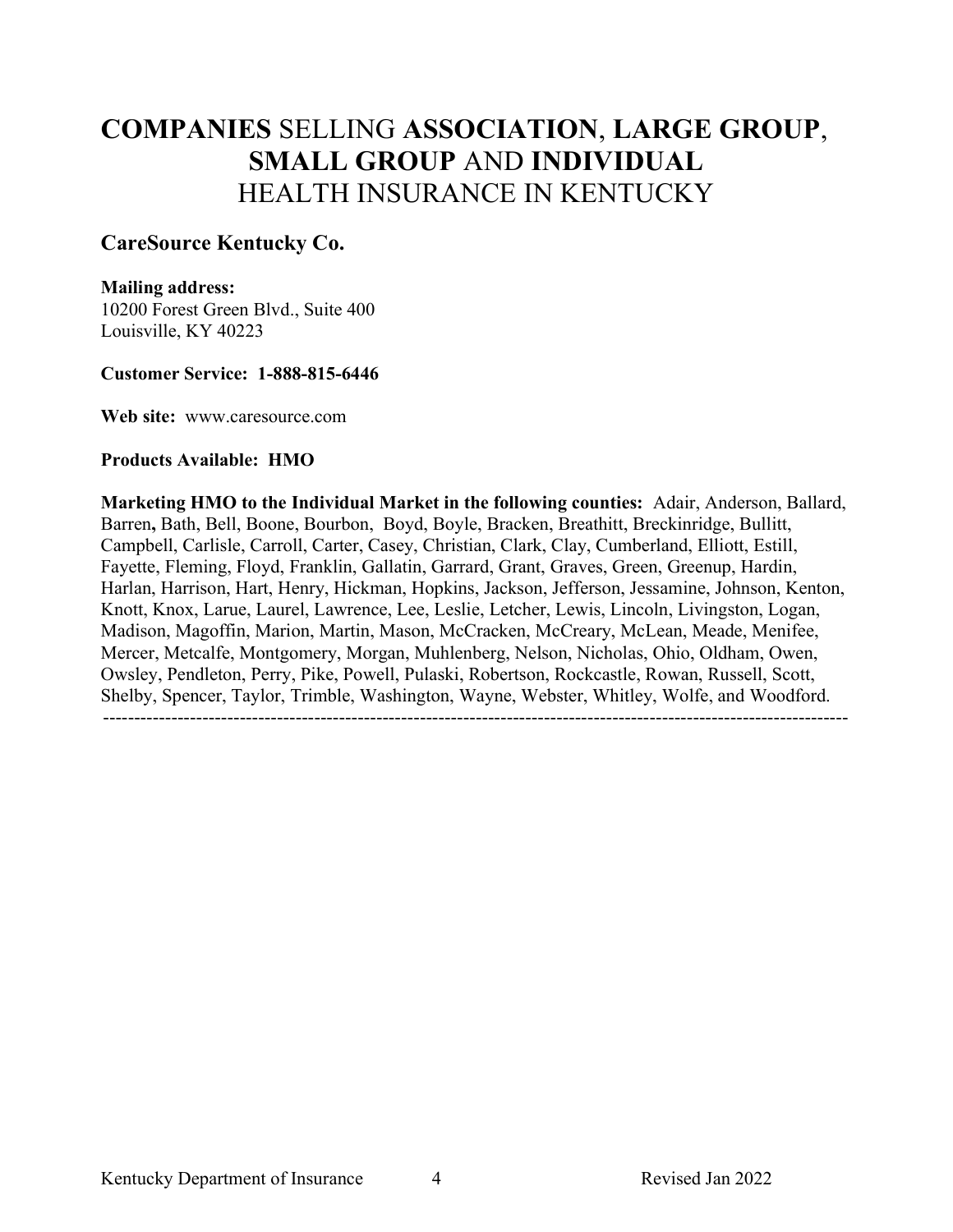# **COMPANIES** SELLING **ASSOCIATION**, **LARGE GROUP**, **SMALL GROUP** AND **INDIVIDUAL** HEALTH INSURANCE IN KENTUCKY

## CareSource Kentucky Co.

**Mailing address:**
10200 Forest Green Blvd., Suite 400
Louisville, KY 40223

**Customer Service: 1-888-815-6446**

**Web site:** www.caresource.com

**Products Available: HMO**

**Marketing HMO to the Individual Market in the following counties:** Adair, Anderson, Ballard, Barren**,** Bath, Bell, Boone, Bourbon, Boyd, Boyle, Bracken, Breathitt, Breckinridge, Bullitt, Campbell, Carlisle, Carroll, Carter, Casey, Christian, Clark, Clay, Cumberland, Elliott, Estill, Fayette, Fleming, Floyd, Franklin, Gallatin, Garrard, Grant, Graves, Green, Greenup, Hardin, Harlan, Harrison, Hart, Henry, Hickman, Hopkins, Jackson, Jefferson, Jessamine, Johnson, Kenton, Knott, Knox, Larue, Laurel, Lawrence, Lee, Leslie, Letcher, Lewis, Lincoln, Livingston, Logan, Madison, Magoffin, Marion, Martin, Mason, McCracken, McCreary, McLean, Meade, Menifee, Mercer, Metcalfe, Montgomery, Morgan, Muhlenberg, Nelson, Nicholas, Ohio, Oldham, Owen, Owsley, Pendleton, Perry, Pike, Powell, Pulaski, Robertson, Rockcastle, Rowan, Russell, Scott, Shelby, Spencer, Taylor, Trimble, Washington, Wayne, Webster, Whitley, Wolfe, and Woodford.

---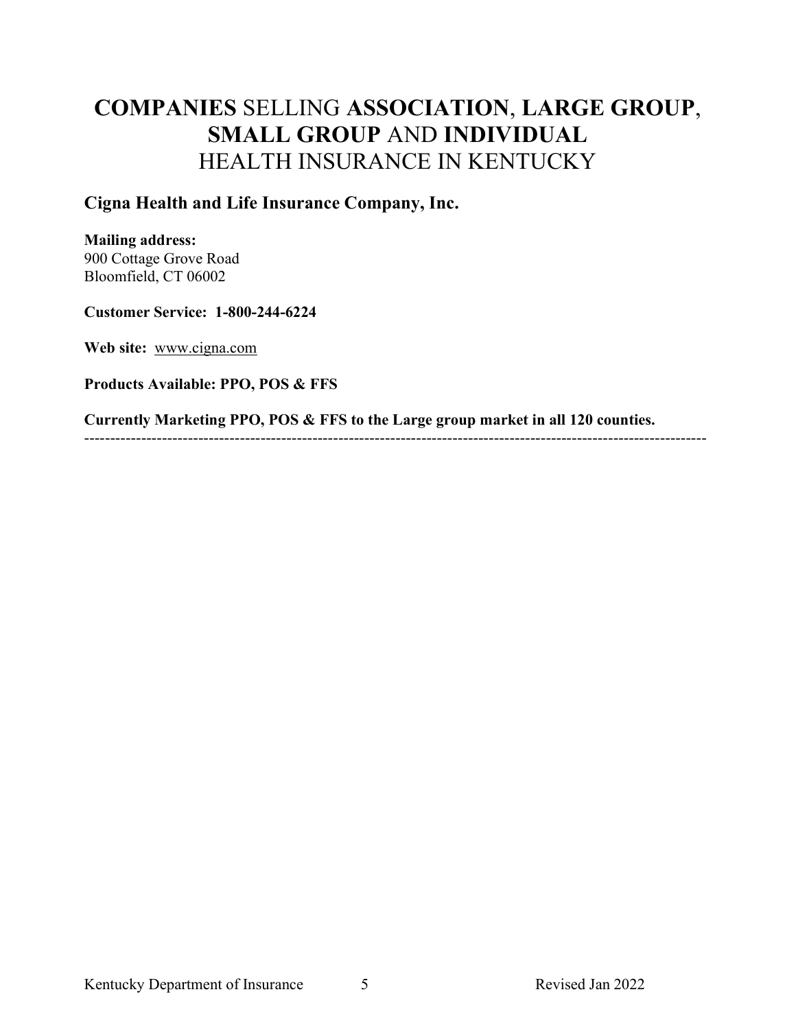# **COMPANIES** SELLING **ASSOCIATION**, **LARGE GROUP**, **SMALL GROUP** AND **INDIVIDUAL** HEALTH INSURANCE IN KENTUCKY

## Cigna Health and Life Insurance Company, Inc.

**Mailing address:**
900 Cottage Grove Road
Bloomfield, CT 06002

**Customer Service: 1-800-244-6224**

**Web site:** www.cigna.com

**Products Available: PPO, POS & FFS**

**Currently Marketing PPO, POS & FFS to the Large group market in all 120 counties.**

---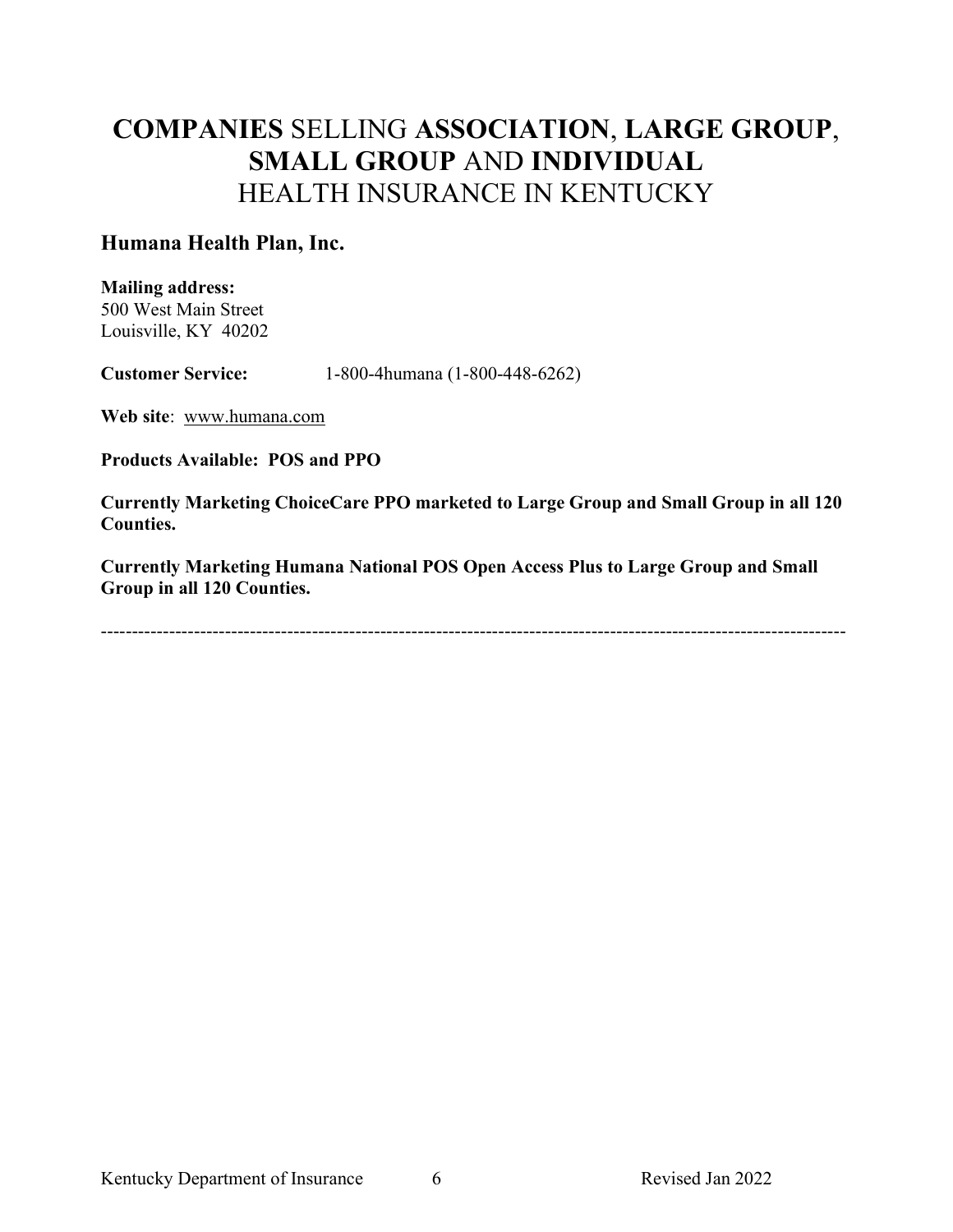# **COMPANIES** SELLING **ASSOCIATION**, **LARGE GROUP**, **SMALL GROUP** AND **INDIVIDUAL** HEALTH INSURANCE IN KENTUCKY

## Humana Health Plan, Inc.

**Mailing address:**
500 West Main Street
Louisville, KY 40202

**Customer Service:** 1-800-4humana (1-800-448-6262)

**Web site**: www.humana.com

**Products Available: POS and PPO**

**Currently Marketing ChoiceCare PPO marketed to Large Group and Small Group in all 120 Counties.**

**Currently Marketing Humana National POS Open Access Plus to Large Group and Small Group in all 120 Counties.**

---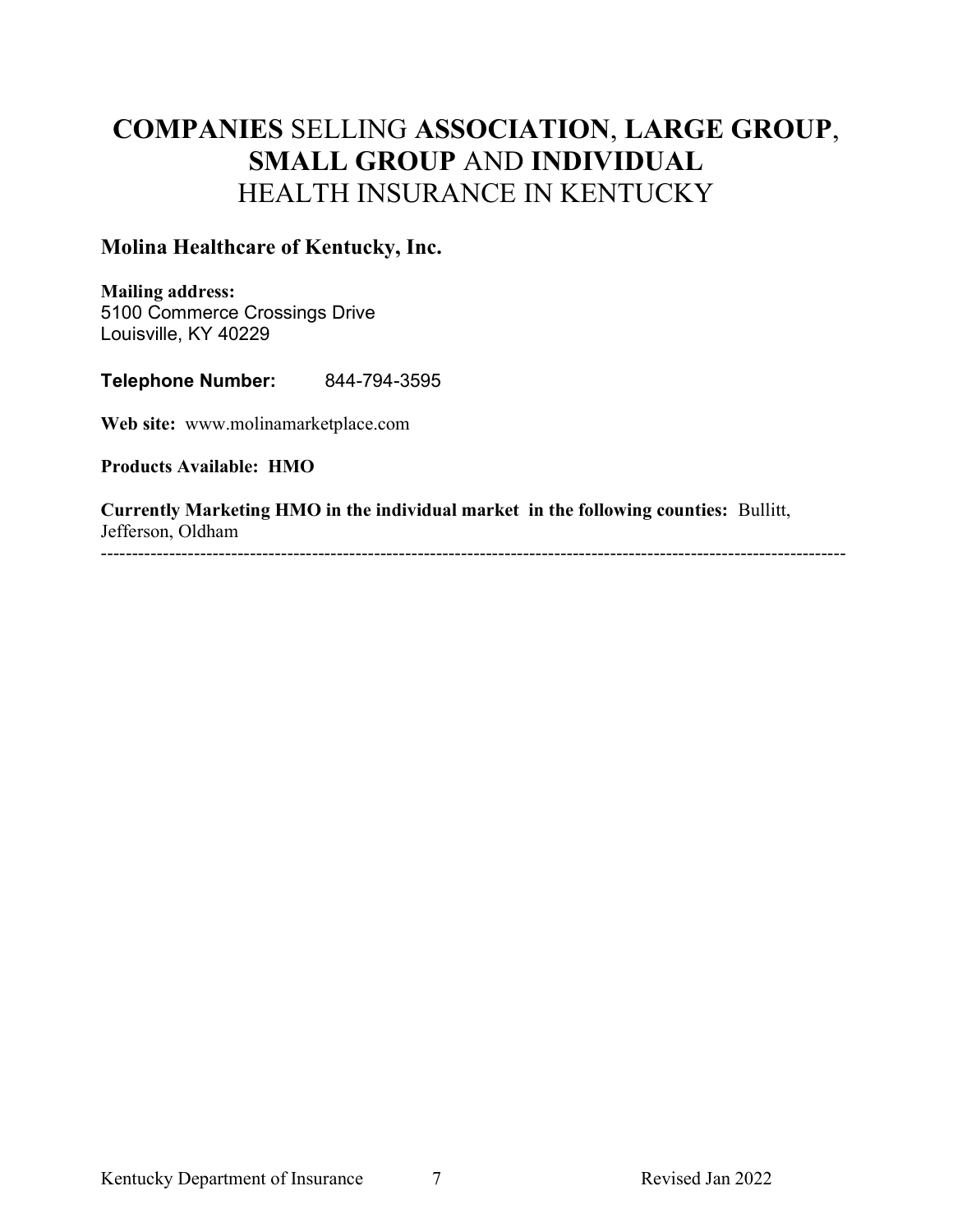# **COMPANIES** SELLING **ASSOCIATION**, **LARGE GROUP**, **SMALL GROUP** AND **INDIVIDUAL** HEALTH INSURANCE IN KENTUCKY

## Molina Healthcare of Kentucky, Inc.

**Mailing address:**
5100 Commerce Crossings Drive
Louisville, KY 40229

**Telephone Number:** 844-794-3595

**Web site:** www.molinamarketplace.com

**Products Available: HMO**

**Currently Marketing HMO in the individual market in the following counties:** Bullitt, Jefferson, Oldham

---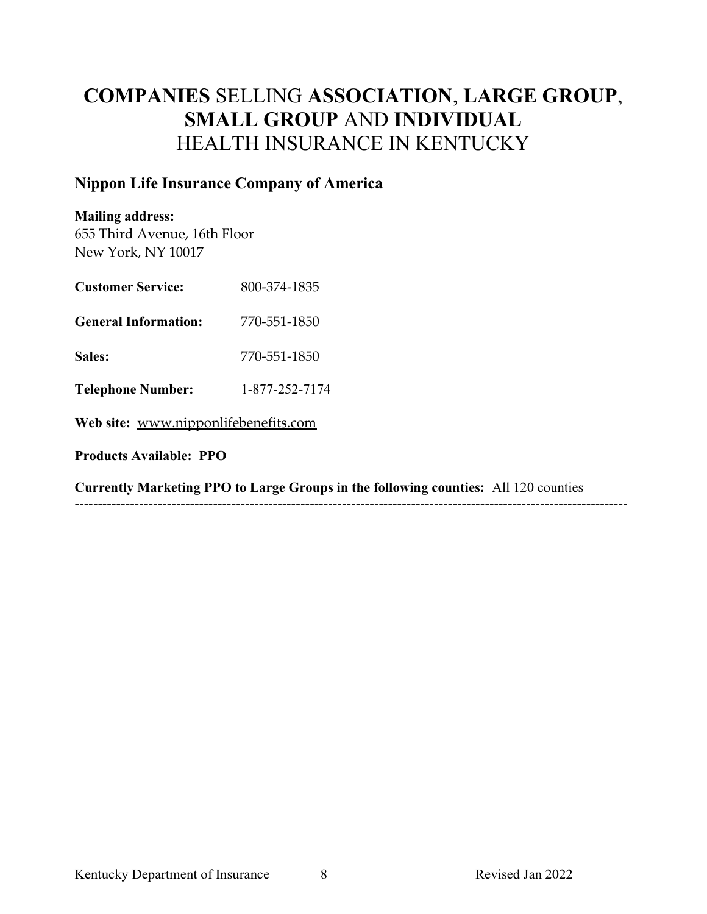# **COMPANIES** SELLING **ASSOCIATION**, **LARGE GROUP**, **SMALL GROUP** AND **INDIVIDUAL** HEALTH INSURANCE IN KENTUCKY

## Nippon Life Insurance Company of America

**Mailing address:**
655 Third Avenue, 16th Floor
New York, NY 10017

**Customer Service:** 800-374-1835

**General Information:** 770-551-1850

**Sales:** 770-551-1850

**Telephone Number:** 1-877-252-7174

**Web site:** www.nipponlifebenefits.com

**Products Available: PPO**

**Currently Marketing PPO to Large Groups in the following counties:** All 120 counties

---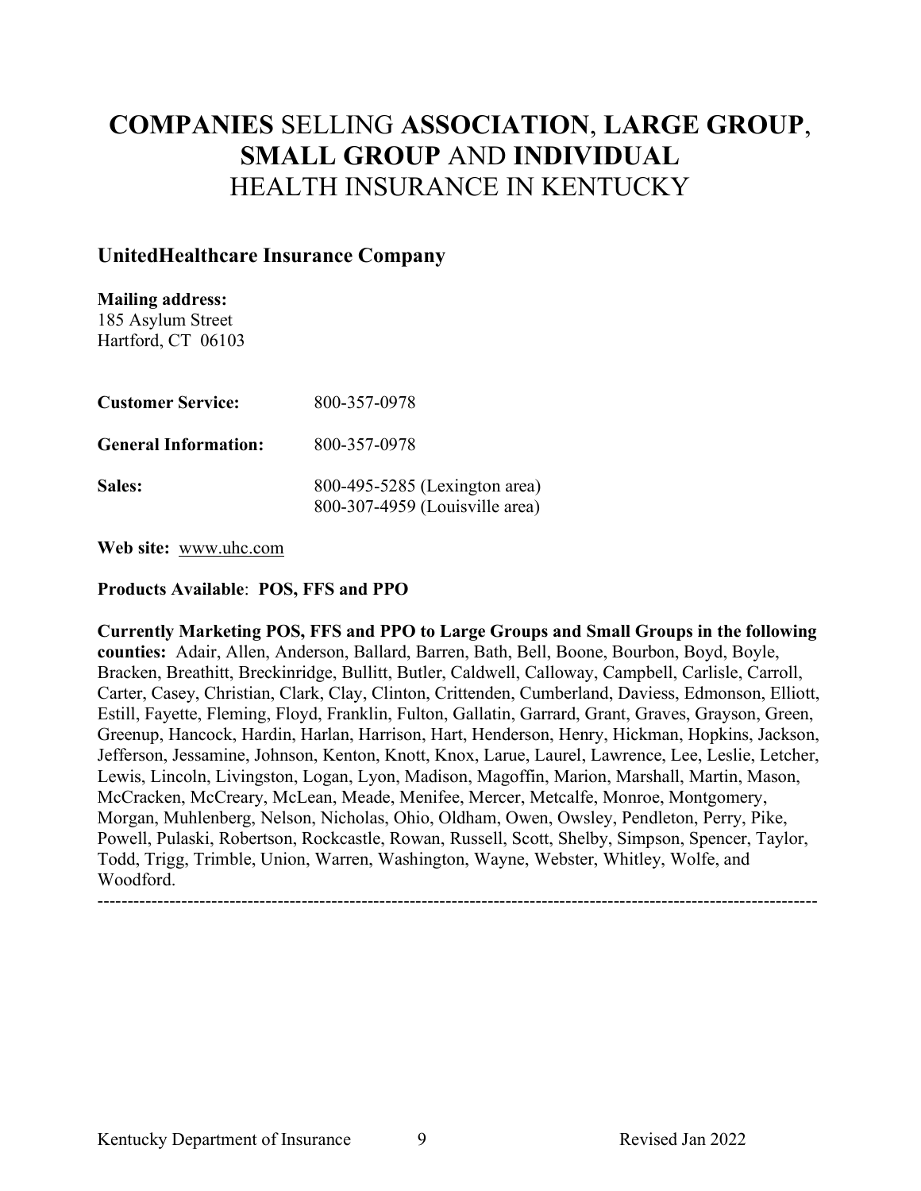# COMPANIES SELLING ASSOCIATION, LARGE GROUP, SMALL GROUP AND INDIVIDUAL HEALTH INSURANCE IN KENTUCKY

## UnitedHealthcare Insurance Company

**Mailing address:**
185 Asylum Street
Hartford, CT 06103

| | |
|---|---|
| **Customer Service:** | 800-357-0978 |
| **General Information:** | 800-357-0978 |
| **Sales:** | 800-495-5285 (Lexington area)<br>800-307-4959 (Louisville area) |

**Web site:** www.uhc.com

**Products Available**: **POS, FFS and PPO**

**Currently Marketing POS, FFS and PPO to Large Groups and Small Groups in the following counties:** Adair, Allen, Anderson, Ballard, Barren, Bath, Bell, Boone, Bourbon, Boyd, Boyle, Bracken, Breathitt, Breckinridge, Bullitt, Butler, Caldwell, Calloway, Campbell, Carlisle, Carroll, Carter, Casey, Christian, Clark, Clay, Clinton, Crittenden, Cumberland, Daviess, Edmonson, Elliott, Estill, Fayette, Fleming, Floyd, Franklin, Fulton, Gallatin, Garrard, Grant, Graves, Grayson, Green, Greenup, Hancock, Hardin, Harlan, Harrison, Hart, Henderson, Henry, Hickman, Hopkins, Jackson, Jefferson, Jessamine, Johnson, Kenton, Knott, Knox, Larue, Laurel, Lawrence, Lee, Leslie, Letcher, Lewis, Lincoln, Livingston, Logan, Lyon, Madison, Magoffin, Marion, Marshall, Martin, Mason, McCracken, McCreary, McLean, Meade, Menifee, Mercer, Metcalfe, Monroe, Montgomery, Morgan, Muhlenberg, Nelson, Nicholas, Ohio, Oldham, Owen, Owsley, Pendleton, Perry, Pike, Powell, Pulaski, Robertson, Rockcastle, Rowan, Russell, Scott, Shelby, Simpson, Spencer, Taylor, Todd, Trigg, Trimble, Union, Warren, Washington, Wayne, Webster, Whitley, Wolfe, and Woodford.

---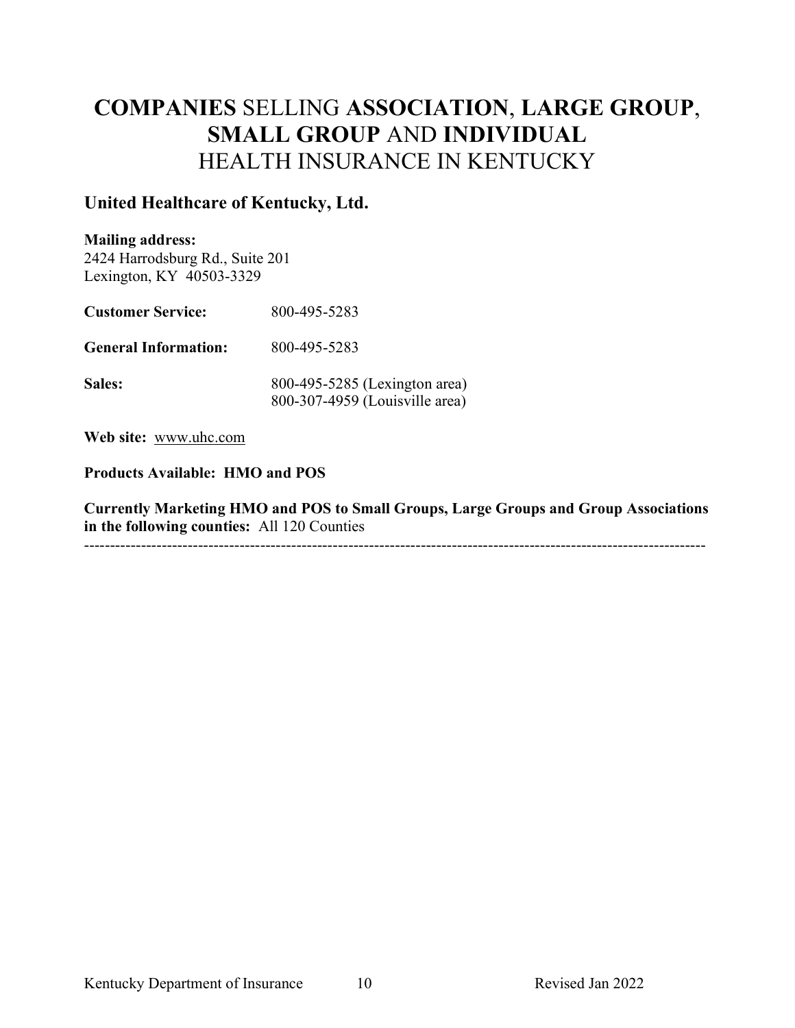# **COMPANIES** SELLING **ASSOCIATION**, **LARGE GROUP**, **SMALL GROUP** AND **INDIVIDUAL** HEALTH INSURANCE IN KENTUCKY

## United Healthcare of Kentucky, Ltd.

**Mailing address:**
2424 Harrodsburg Rd., Suite 201
Lexington, KY 40503-3329

**Customer Service:** 800-495-5283

**General Information:** 800-495-5283

**Sales:** 800-495-5285 (Lexington area)
800-307-4959 (Louisville area)

**Web site:** www.uhc.com

**Products Available: HMO and POS**

**Currently Marketing HMO and POS to Small Groups, Large Groups and Group Associations in the following counties:** All 120 Counties

---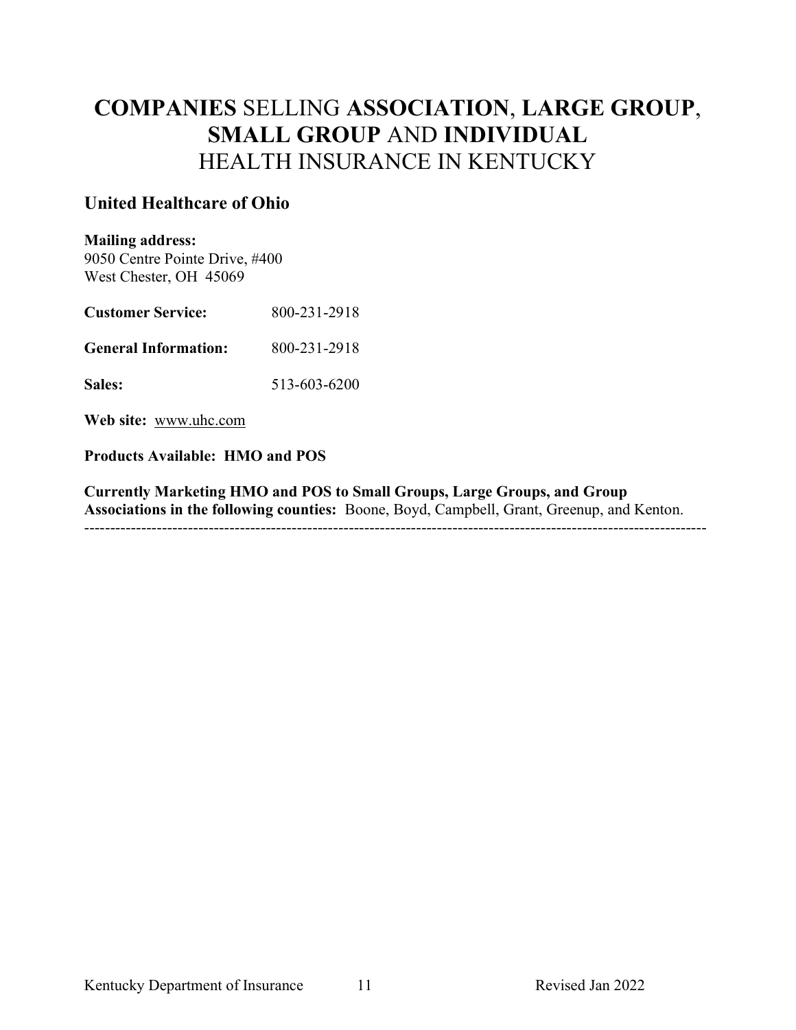# **COMPANIES** SELLING **ASSOCIATION**, **LARGE GROUP**, **SMALL GROUP** AND **INDIVIDUAL** HEALTH INSURANCE IN KENTUCKY

## United Healthcare of Ohio

**Mailing address:**
9050 Centre Pointe Drive, #400
West Chester, OH 45069

**Customer Service:** 800-231-2918

**General Information:** 800-231-2918

**Sales:** 513-603-6200

**Web site:** www.uhc.com

**Products Available: HMO and POS**

**Currently Marketing HMO and POS to Small Groups, Large Groups, and Group Associations in the following counties:** Boone, Boyd, Campbell, Grant, Greenup, and Kenton.

---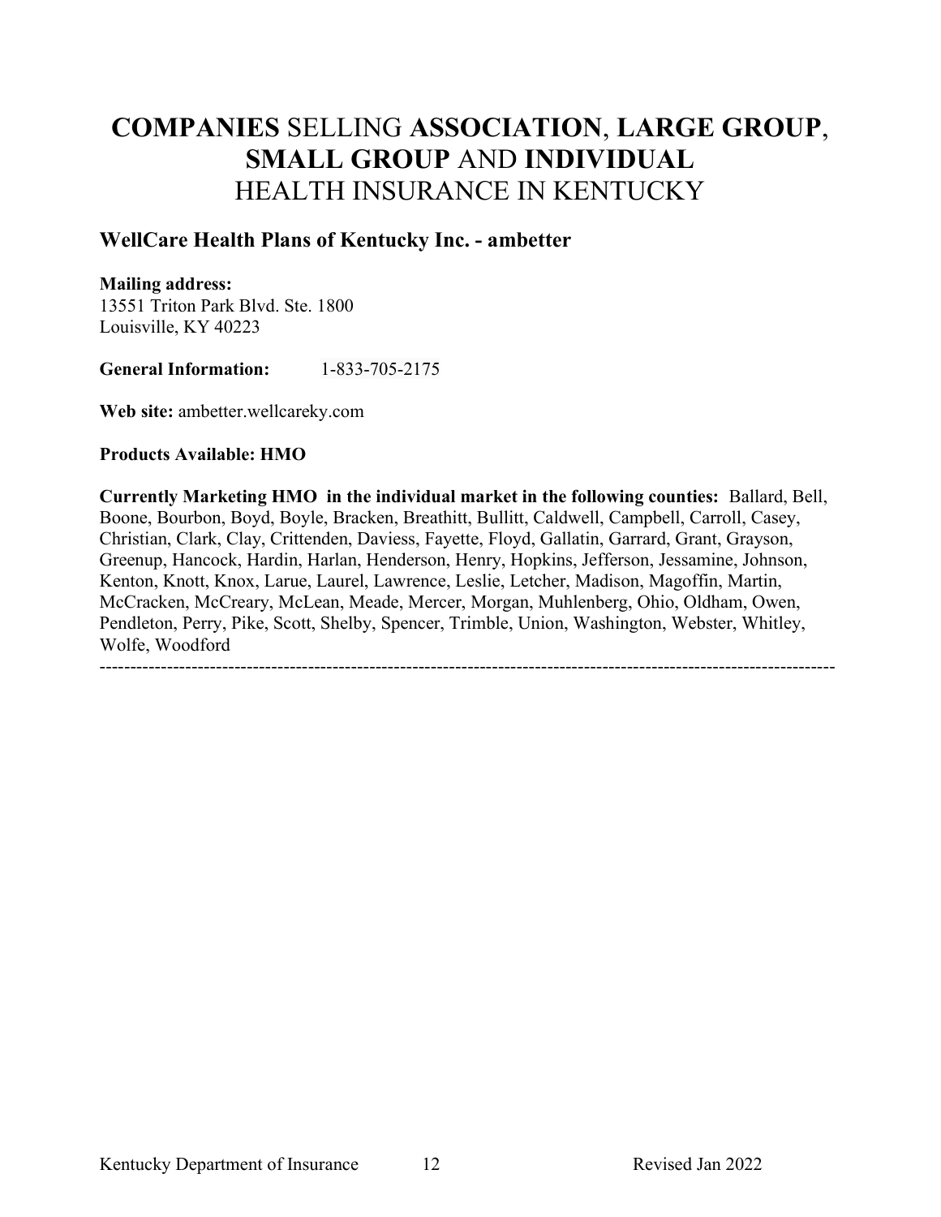# **COMPANIES** SELLING **ASSOCIATION**, **LARGE GROUP**, **SMALL GROUP** AND **INDIVIDUAL** HEALTH INSURANCE IN KENTUCKY

## WellCare Health Plans of Kentucky Inc. - ambetter

**Mailing address:**
13551 Triton Park Blvd. Ste. 1800
Louisville, KY 40223

**General Information:** 1-833-705-2175

**Web site:** ambetter.wellcareky.com

**Products Available: HMO**

**Currently Marketing HMO in the individual market in the following counties:** Ballard, Bell, Boone, Bourbon, Boyd, Boyle, Bracken, Breathitt, Bullitt, Caldwell, Campbell, Carroll, Casey, Christian, Clark, Clay, Crittenden, Daviess, Fayette, Floyd, Gallatin, Garrard, Grant, Grayson, Greenup, Hancock, Hardin, Harlan, Henderson, Henry, Hopkins, Jefferson, Jessamine, Johnson, Kenton, Knott, Knox, Larue, Laurel, Lawrence, Leslie, Letcher, Madison, Magoffin, Martin, McCracken, McCreary, McLean, Meade, Mercer, Morgan, Muhlenberg, Ohio, Oldham, Owen, Pendleton, Perry, Pike, Scott, Shelby, Spencer, Trimble, Union, Washington, Webster, Whitley, Wolfe, Woodford

---